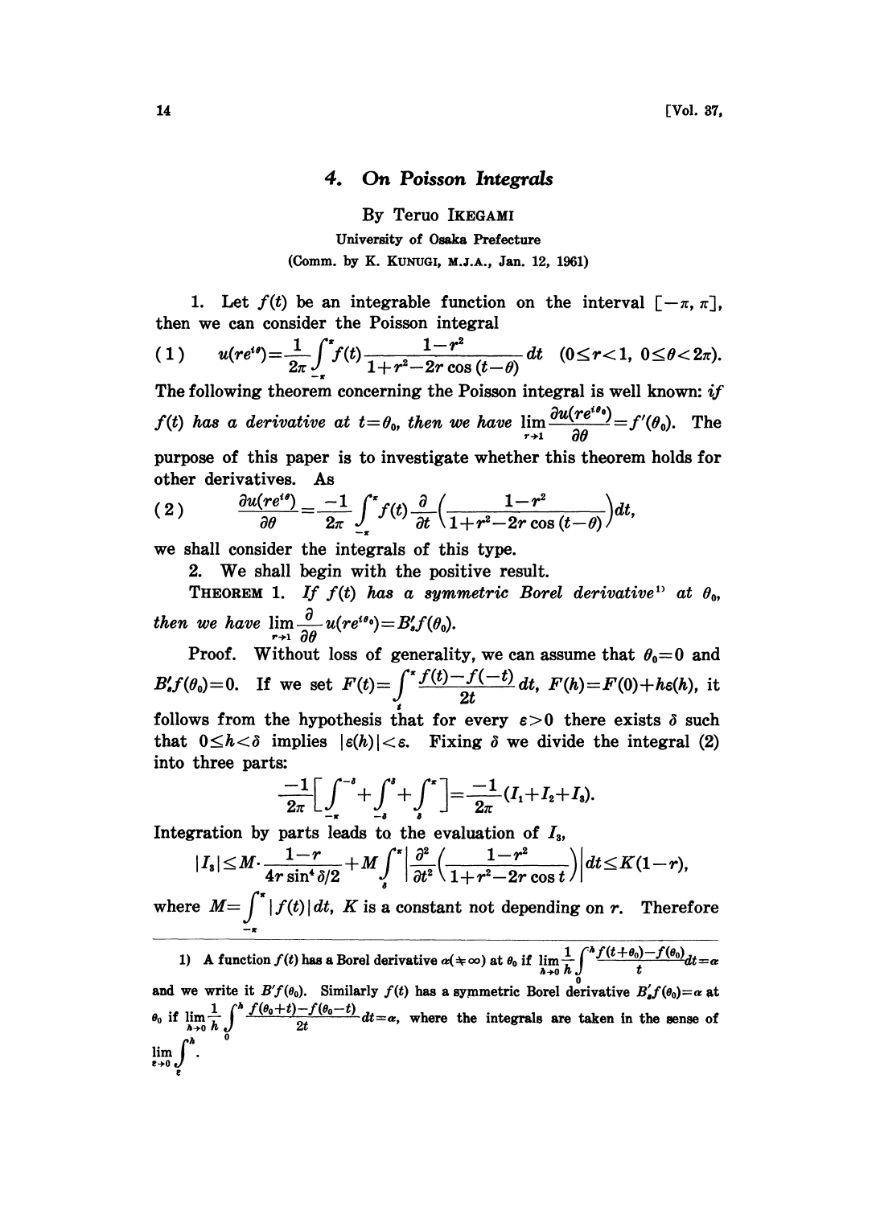# 4. On Poisson Integrals

By Teruo IKEGAMI

University of Osaka Prefecture

(Comm. by K. KUNUGI, M.J.A., Jan. 12, 1961)

1. Let $f(t)$ be an integrable function on the interval $[-\pi, \pi]$, then we can consider the Poisson integral

$$(1) \qquad u(re^{i\theta})=\frac{1}{2\pi}\int_{-\pi}^{\pi}f(t)\frac{1-r^2}{1+r^2-2r\cos(t-\theta)}dt \quad (0\leq r<1,\ 0\leq\theta<2\pi).$$

The following theorem concerning the Poisson integral is well known: *if $f(t)$ has a derivative at $t=\theta_0$, then we have* $\lim_{r\to 1}\frac{\partial u(re^{i\theta_0})}{\partial\theta}=f'(\theta_0)$. The purpose of this paper is to investigate whether this theorem holds for other derivatives. As

$$(2) \qquad \frac{\partial u(re^{i\theta})}{\partial\theta}=\frac{-1}{2\pi}\int_{-\pi}^{\pi}f(t)\frac{\partial}{\partial t}\left(\frac{1-r^2}{1+r^2-2r\cos(t-\theta)}\right)dt,$$

we shall consider the integrals of this type.

2. We shall begin with the positive result.

THEOREM 1. *If $f(t)$ has a symmetric Borel derivative*[1] *at $\theta_0$, then we have* $\lim_{r\to 1}\frac{\partial}{\partial\theta}u(re^{i\theta_0})=B_s'f(\theta_0)$.

Proof. Without loss of generality, we can assume that $\theta_0=0$ and $B_s'f(\theta_0)=0$. If we set $F(t)=\int_t^{\pi}\frac{f(t)-f(-t)}{2t}dt$, $F(h)=F(0)+h\varepsilon(h)$, it follows from the hypothesis that for every $\varepsilon>0$ there exists $\delta$ such that $0\leq h<\delta$ implies $|\varepsilon(h)|<\varepsilon$. Fixing $\delta$ we divide the integral (2) into three parts:

$$\frac{-1}{2\pi}\left[\int_{-\pi}^{-\delta}+\int_{-\delta}^{\delta}+\int_{\delta}^{\pi}\right]=\frac{-1}{2\pi}(I_1+I_2+I_3).$$

Integration by parts leads to the evaluation of $I_3$,

$$|I_3|\leq M\cdot\frac{1-r}{4r\sin^4\delta/2}+M\int_{\delta}^{\pi}\left|\frac{\partial^2}{\partial t^2}\left(\frac{1-r^2}{1+r^2-2r\cos t}\right)\right|dt\leq K(1-r),$$

where $M=\int_{-\pi}^{\pi}|f(t)|dt$, $K$ is a constant not depending on $r$. Therefore

---

1) A function $f(t)$ has a Borel derivative $\alpha(\neq\infty)$ at $\theta_0$ if $\lim_{h\to 0}\frac{1}{h}\int_0^h\frac{f(t+\theta_0)-f(\theta_0)}{t}dt=\alpha$ and we write it $B'f(\theta_0)$. Similarly $f(t)$ has a symmetric Borel derivative $B_s'f(\theta_0)=\alpha$ at $\theta_0$ if $\lim_{h\to 0}\frac{1}{h}\int_0^h\frac{f(\theta_0+t)-f(\theta_0-t)}{2t}dt=\alpha$, where the integrals are taken in the sense of $\lim_{\varepsilon\to 0}\int_{\varepsilon}^{h}$.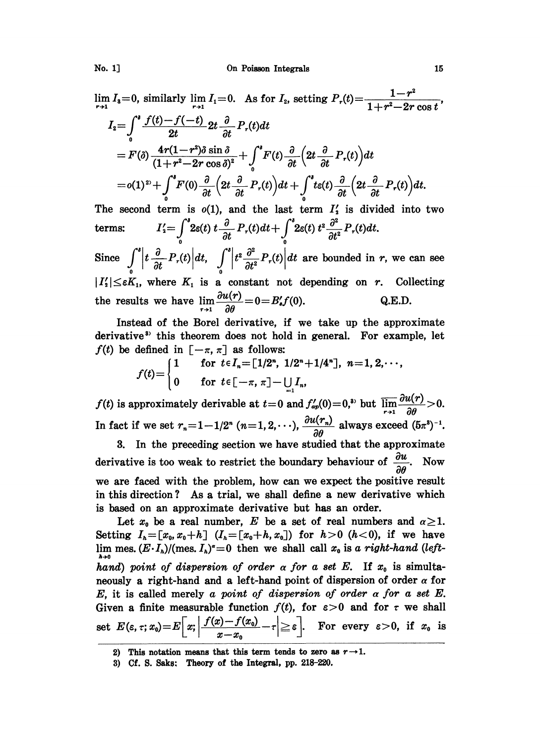$\lim_{r\to 1} I_3=0$, similarly $\lim_{r\to 1} I_1=0$. As for $I_2$, setting $P_r(t)=\dfrac{1-r^2}{1+r^2-2r\cos t}$,

$$
\begin{aligned}
I_2&=\int_0^\delta \frac{f(t)-f(-t)}{2t}\,2t\frac{\partial}{\partial t}P_r(t)dt\\
&=F(\delta)\frac{4r(1-r^2)\delta\sin\delta}{(1+r^2-2r\cos\delta)^2}+\int_0^\delta F(t)\frac{\partial}{\partial t}\Big(2t\frac{\partial}{\partial t}P_r(t)\Big)dt\\
&=o(1)^{2)}+\int_0^\delta F(0)\frac{\partial}{\partial t}\Big(2t\frac{\partial}{\partial t}P_r(t)\Big)dt+\int_0^\delta t\varepsilon(t)\frac{\partial}{\partial t}\Big(2t\frac{\partial}{\partial t}P_r(t)\Big)dt.
\end{aligned}
$$

The second term is $o(1)$, and the last term $I_2'$ is divided into two terms:
$$I_2'=\int_0^\delta 2\varepsilon(t)\,t\frac{\partial}{\partial t}P_r(t)dt+\int_0^\delta 2\varepsilon(t)\,t^2\frac{\partial^2}{\partial t^2}P_r(t)dt.$$

Since $\int_0^\delta\Big|t\frac{\partial}{\partial t}P_r(t)\Big|dt$, $\int_0^\delta\Big|t^2\frac{\partial^2}{\partial t^2}P_r(t)\Big|dt$ are bounded in $r$, we can see $|I_2'|\leq\varepsilon K_1$, where $K_1$ is a constant not depending on $r$. Collecting the results we have $\lim_{r\to 1}\dfrac{\partial u(r)}{\partial\theta}=0=B_s'f(0)$. Q.E.D.

Instead of the Borel derivative, if we take up the approximate derivative[3] this theorem does not hold in general. For example, let $f(t)$ be defined in $[-\pi,\pi]$ as follows:

$$
f(t)=\begin{cases}1 & \text{for } t\in I_n=[1/2^n,\ 1/2^n+1/4^n],\ n=1,2,\cdots,\\ 0 & \text{for } t\in[-\pi,\pi]-\bigcup_{n=1} I_n,\end{cases}
$$

$f(t)$ is approximately derivable at $t=0$ and $f_{ap}'(0)=0$,[3] but $\overline{\lim_{r\to 1}}\dfrac{\partial u(r)}{\partial\theta}>0$. In fact if we set $r_n=1-1/2^n$ $(n=1,2,\cdots)$, $\dfrac{\partial u(r_n)}{\partial\theta}$ always exceed $(5\pi^3)^{-1}$.

3. In the preceding section we have studied that the approximate derivative is too weak to restrict the boundary behaviour of $\dfrac{\partial u}{\partial\theta}$. Now we are faced with the problem, how can we expect the positive result in this direction? As a trial, we shall define a new derivative which is based on an approximate derivative but has an order.

Let $x_0$ be a real number, $E$ be a set of real numbers and $\alpha\geq 1$. Setting $I_h=[x_0,x_0+h]$ $(I_h=[x_0+h,x_0])$ for $h>0$ $(h<0)$, if we have $\lim_{h\to 0}\text{mes.}(E\cdot I_h)/(\text{mes.}I_h)^\alpha=0$ then we shall call $x_0$ is *a right-hand (left-hand) point of dispersion of order $\alpha$ for a set $E$*. If $x_0$ is simultaneously a right-hand and a left-hand point of dispersion of order $\alpha$ for $E$, it is called merely *a point of dispersion of order $\alpha$ for a set $E$*. Given a finite measurable function $f(t)$, for $\varepsilon>0$ and for $\tau$ we shall set $E(\varepsilon,\tau;x_0)=E\Big[x;\Big|\dfrac{f(x)-f(x_0)}{x-x_0}-\tau\Big|\geq\varepsilon\Big]$. For every $\varepsilon>0$, if $x_0$ is

2) This notation means that this term tends to zero as $r\to 1$.

3) Cf. S. Saks: Theory of the Integral, pp. 218–220.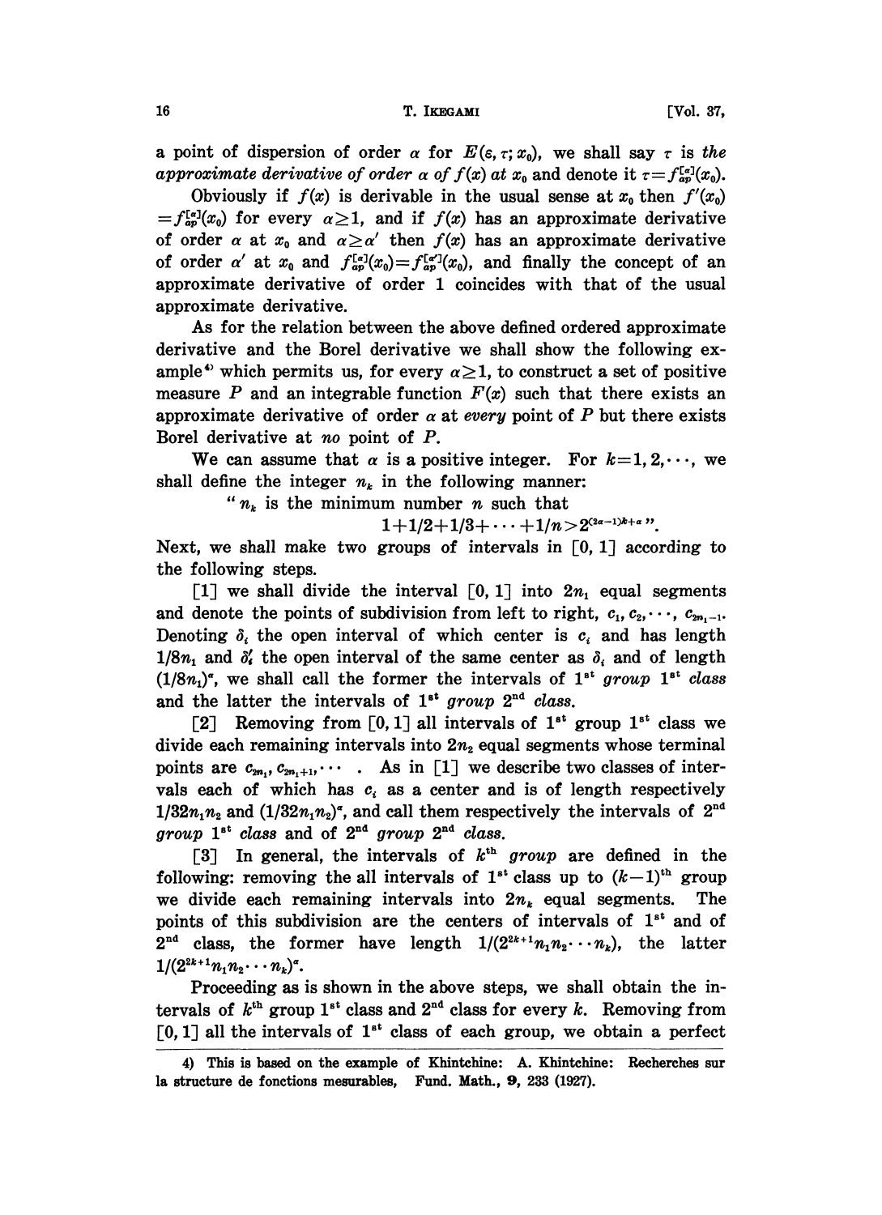a point of dispersion of order $\alpha$ for $E(\varepsilon, \tau; x_0)$, we shall say $\tau$ is *the approximate derivative of order* $\alpha$ *of* $f(x)$ *at* $x_0$ and denote it $\tau = f_{ap}^{[\alpha]}(x_0)$.

Obviously if $f(x)$ is derivable in the usual sense at $x_0$ then $f'(x_0) = f_{ap}^{[\alpha]}(x_0)$ for every $\alpha \geq 1$, and if $f(x)$ has an approximate derivative of order $\alpha$ at $x_0$ and $\alpha \geq \alpha'$ then $f(x)$ has an approximate derivative of order $\alpha'$ at $x_0$ and $f_{ap}^{[\alpha]}(x_0) = f_{ap}^{[\alpha']}(x_0)$, and finally the concept of an approximate derivative of order 1 coincides with that of the usual approximate derivative.

As for the relation between the above defined ordered approximate derivative and the Borel derivative we shall show the following example[4] which permits us, for every $\alpha \geq 1$, to construct a set of positive measure $P$ and an integrable function $F(x)$ such that there exists an approximate derivative of order $\alpha$ at *every* point of $P$ but there exists Borel derivative at *no* point of $P$.

We can assume that $\alpha$ is a positive integer. For $k = 1, 2, \cdots$, we shall define the integer $n_k$ in the following manner:

"$n_k$ is the minimum number $n$ such that

$$1 + 1/2 + 1/3 + \cdots + 1/n > 2^{(2\alpha-1)k+\alpha}\text{''}.$$

Next, we shall make two groups of intervals in $[0, 1]$ according to the following steps.

[1] we shall divide the interval $[0, 1]$ into $2n_1$ equal segments and denote the points of subdivision from left to right, $c_1, c_2, \cdots, c_{2n_1-1}$. Denoting $\delta_i$ the open interval of which center is $c_i$ and has length $1/8n_1$ and $\delta_i'$ the open interval of the same center as $\delta_i$ and of length $(1/8n_1)^\alpha$, we shall call the former the intervals of $1^{st}$ *group* $1^{st}$ *class* and the latter the intervals of $1^{st}$ *group* $2^{nd}$ *class*.

[2] Removing from $[0, 1]$ all intervals of $1^{st}$ group $1^{st}$ class we divide each remaining intervals into $2n_2$ equal segments whose terminal points are $c_{2n_1}, c_{2n_1+1}, \cdots$ . As in [1] we describe two classes of intervals each of which has $c_i$ as a center and is of length respectively $1/32n_1n_2$ and $(1/32n_1n_2)^\alpha$, and call them respectively the intervals of $2^{nd}$ *group* $1^{st}$ *class* and of $2^{nd}$ *group* $2^{nd}$ *class*.

[3] In general, the intervals of $k^{th}$ *group* are defined in the following: removing the all intervals of $1^{st}$ class up to $(k-1)^{th}$ group we divide each remaining intervals into $2n_k$ equal segments. The points of this subdivision are the centers of intervals of $1^{st}$ and of $2^{nd}$ class, the former have length $1/(2^{2k+1}n_1n_2\cdots n_k)$, the latter $1/(2^{2k+1}n_1n_2\cdots n_k)^\alpha$.

Proceeding as is shown in the above steps, we shall obtain the intervals of $k^{th}$ group $1^{st}$ class and $2^{nd}$ class for every $k$. Removing from $[0, 1]$ all the intervals of $1^{st}$ class of each group, we obtain a perfect

4) This is based on the example of Khintchine: A. Khintchine: Recherches sur la structure de fonctions mesurables, Fund. Math., **9**, 233 (1927).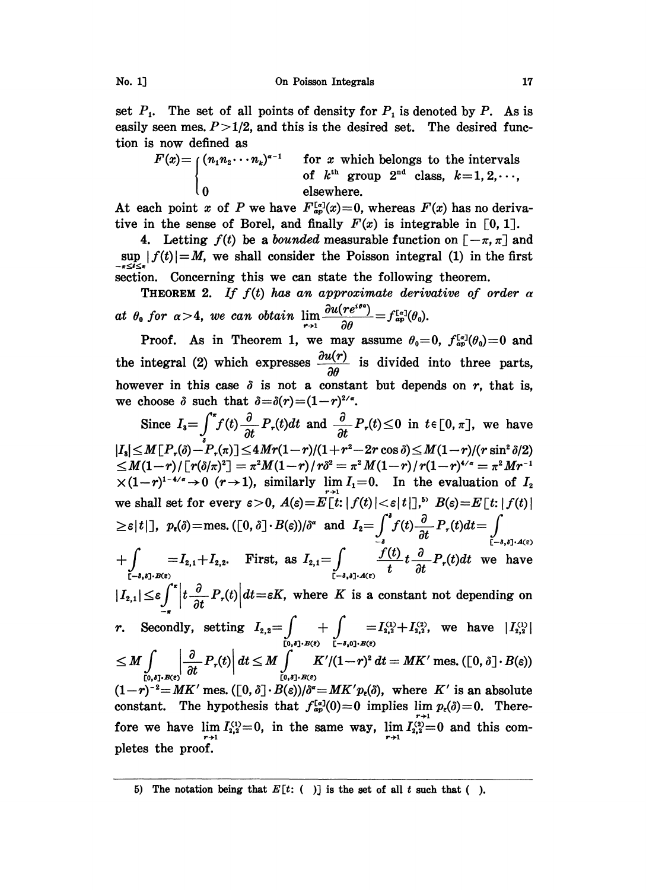set $P_1$. The set of all points of density for $P_1$ is denoted by $P$. As is easily seen mes. $P>1/2$, and this is the desired set. The desired function is now defined as

$$F(x)=\begin{cases}(n_1n_2\cdots n_k)^{\alpha-1} & \text{for } x \text{ which belongs to the intervals of } k^{\text{th}} \text{ group } 2^{\text{nd}} \text{ class, } k=1,2,\cdots,\\ 0 & \text{elsewhere.}\end{cases}$$

At each point $x$ of $P$ we have $F_{ap}^{[\alpha]}(x)=0$, whereas $F(x)$ has no derivative in the sense of Borel, and finally $F(x)$ is integrable in $[0, 1]$.

4. Letting $f(t)$ be a *bounded* measurable function on $[-\pi, \pi]$ and $\sup_{-\pi\le t\le\pi}|f(t)|=M$, we shall consider the Poisson integral (1) in the first section. Concerning this we can state the following theorem.

**Theorem 2.** *If $f(t)$ has an approximate derivative of order $\alpha$ at $\theta_0$ for $\alpha>4$, we can obtain* $\lim_{r\to1}\dfrac{\partial u(re^{i\theta_0})}{\partial\theta}=f_{ap}^{[\alpha]}(\theta_0)$.

Proof. As in Theorem 1, we may assume $\theta_0=0$, $f_{ap}^{[\alpha]}(\theta_0)=0$ and the integral (2) which expresses $\dfrac{\partial u(r)}{\partial\theta}$ is divided into three parts, however in this case $\delta$ is not a constant but depends on $r$, that is, we choose $\delta$ such that $\delta=\delta(r)=(1-r)^{2/\alpha}$.

Since $I_3=\int_\delta^\pi f(t)\frac{\partial}{\partial t}P_r(t)dt$ and $\frac{\partial}{\partial t}P_r(t)\le 0$ in $t\in[0,\pi]$, we have $|I_3|\le M[P_r(\delta)-P_r(\pi)]\le 4Mr(1-r)/(1+r^2-2r\cos\delta)\le M(1-r)/(r\sin^2\delta/2)$ $\le M(1-r)/[r(\delta/\pi)^2]=\pi^2M(1-r)/r\delta^2=\pi^2M(1-r)/r(1-r)^{4/\alpha}=\pi^2Mr^{-1}$ $\times(1-r)^{1-4/\alpha}\to 0$ $(r\to1)$, similarly $\lim_{r\to1}I_1=0$. In the evaluation of $I_2$ we shall set for every $\varepsilon>0$, $A(\varepsilon)=E[t: |f(t)|<\varepsilon|t|]$,[5] $B(\varepsilon)=E[t: |f(t)|$ $\ge\varepsilon|t|]$, $p_\varepsilon(\delta)=\text{mes.}([0,\delta]\cdot B(\varepsilon))/\delta^\alpha$ and $I_2=\int_{-\delta}^{\delta}f(t)\frac{\partial}{\partial t}P_r(t)dt=\int_{[-\delta,\delta]\cdot A(\varepsilon)}$ $+\int_{[-\delta,\delta]\cdot B(\varepsilon)}=I_{2,1}+I_{2,2}$. First, as $I_{2,1}=\int_{[-\delta,\delta]\cdot A(\varepsilon)}\frac{f(t)}{t}t\frac{\partial}{\partial t}P_r(t)dt$ we have $|I_{2,1}|\le\varepsilon\int_{-\pi}^{\pi}\left|t\frac{\partial}{\partial t}P_r(t)\right|dt=\varepsilon K$, where $K$ is a constant not depending on $r$. Secondly, setting $I_{2,2}=\int_{[0,\delta]\cdot B(\varepsilon)}+\int_{[-\delta,0]\cdot B(\varepsilon)}=I_{2,2}^{(1)}+I_{2,2}^{(2)}$, we have $|I_{2,2}^{(1)}|$ $\le M\int_{[0,\delta]\cdot B(\varepsilon)}\left|\frac{\partial}{\partial t}P_r(t)\right|dt\le M\int_{[0,\delta]\cdot B(\varepsilon)}K'/(1-r)^2\,dt=MK'\,\text{mes.}([0,\delta]\cdot B(\varepsilon))$ $(1-r)^{-2}=MK'\,\text{mes.}([0,\delta]\cdot B(\varepsilon))/\delta^\alpha=MK'p_\varepsilon(\delta)$, where $K'$ is an absolute constant. The hypothesis that $f_{ap}^{[\alpha]}(0)=0$ implies $\lim_{r\to1}p_\varepsilon(\delta)=0$. Therefore we have $\lim_{r\to1}I_{2,2}^{(1)}=0$, in the same way, $\lim_{r\to1}I_{2,2}^{(2)}=0$ and this completes the proof.

---

5) The notation being that $E[t: (\ \ )]$ is the set of all $t$ such that $(\ \ )$.